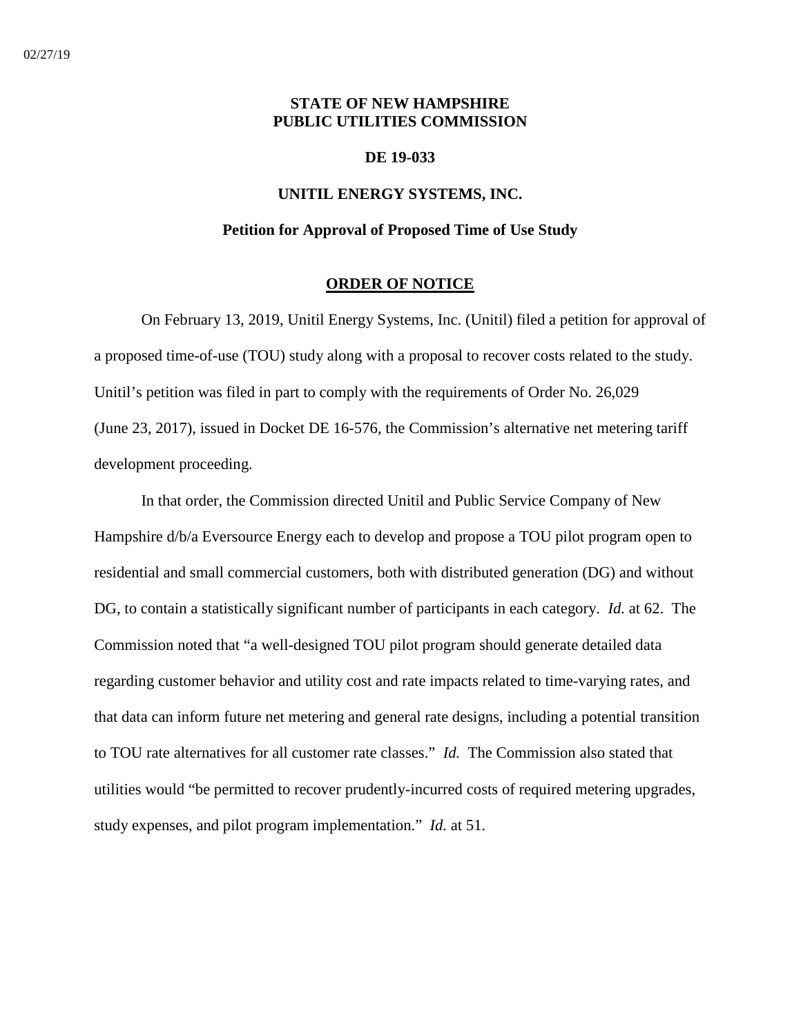02/27/19

**STATE OF NEW HAMPSHIRE**
**PUBLIC UTILITIES COMMISSION**

**DE 19-033**

**UNITIL ENERGY SYSTEMS, INC.**

**Petition for Approval of Proposed Time of Use Study**

**ORDER OF NOTICE**

On February 13, 2019, Unitil Energy Systems, Inc. (Unitil) filed a petition for approval of a proposed time-of-use (TOU) study along with a proposal to recover costs related to the study. Unitil's petition was filed in part to comply with the requirements of Order No. 26,029 (June 23, 2017), issued in Docket DE 16-576, the Commission's alternative net metering tariff development proceeding.

In that order, the Commission directed Unitil and Public Service Company of New Hampshire d/b/a Eversource Energy each to develop and propose a TOU pilot program open to residential and small commercial customers, both with distributed generation (DG) and without DG, to contain a statistically significant number of participants in each category. *Id.* at 62. The Commission noted that "a well-designed TOU pilot program should generate detailed data regarding customer behavior and utility cost and rate impacts related to time-varying rates, and that data can inform future net metering and general rate designs, including a potential transition to TOU rate alternatives for all customer rate classes." *Id.* The Commission also stated that utilities would "be permitted to recover prudently-incurred costs of required metering upgrades, study expenses, and pilot program implementation." *Id.* at 51.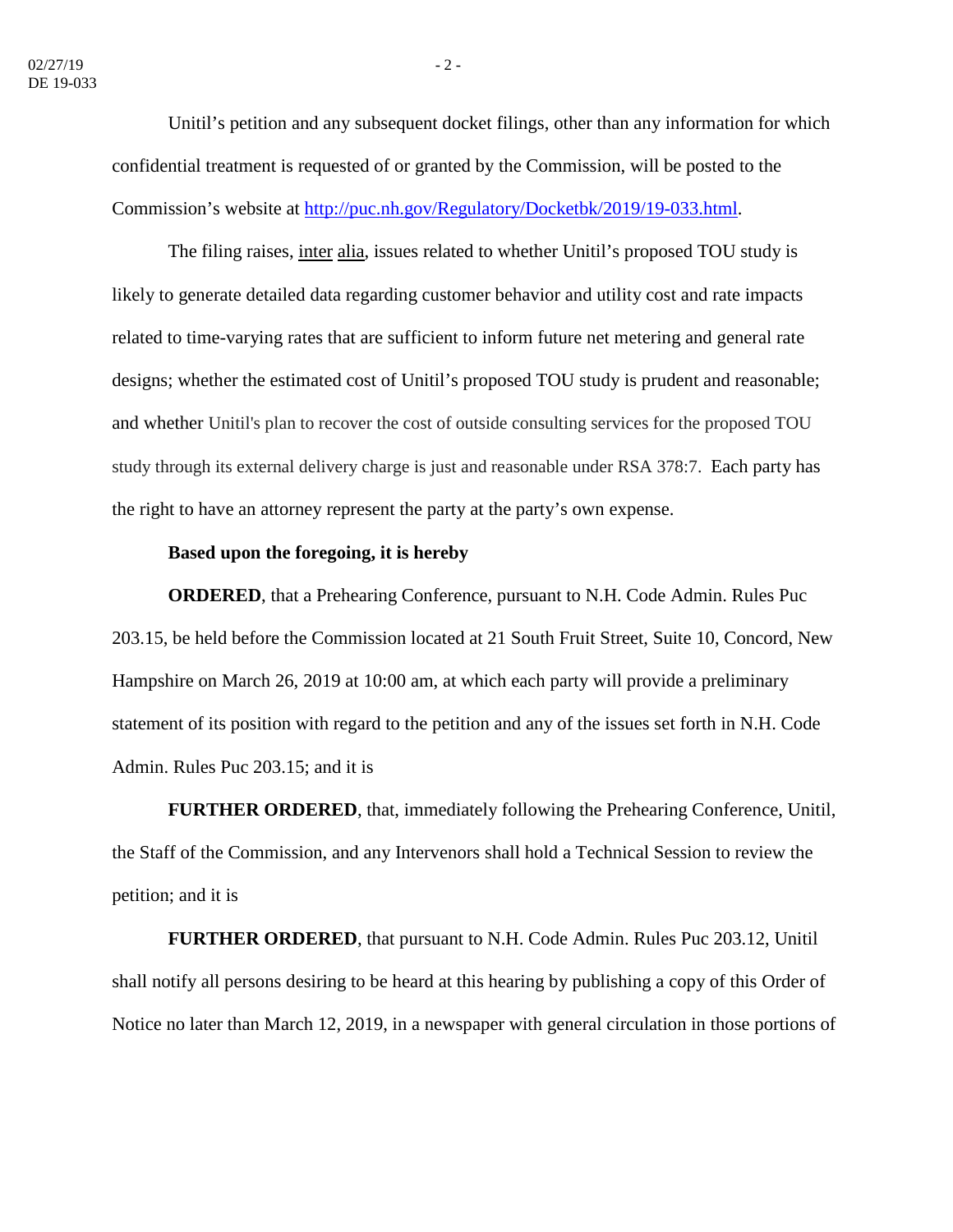Unitil's petition and any subsequent docket filings, other than any information for which confidential treatment is requested of or granted by the Commission, will be posted to the Commission's website at [http://puc.nh.gov/Regulatory/Docketbk/2019/19-033.html](http://puc.nh.gov/Regulatory/Docketbk/2019/19-033.html).

The filing raises, inter alia, issues related to whether Unitil's proposed TOU study is likely to generate detailed data regarding customer behavior and utility cost and rate impacts related to time-varying rates that are sufficient to inform future net metering and general rate designs; whether the estimated cost of Unitil's proposed TOU study is prudent and reasonable; and whether Unitil's plan to recover the cost of outside consulting services for the proposed TOU study through its external delivery charge is just and reasonable under RSA 378:7. Each party has the right to have an attorney represent the party at the party's own expense.

**Based upon the foregoing, it is hereby**

**ORDERED**, that a Prehearing Conference, pursuant to N.H. Code Admin. Rules Puc 203.15, be held before the Commission located at 21 South Fruit Street, Suite 10, Concord, New Hampshire on March 26, 2019 at 10:00 am, at which each party will provide a preliminary statement of its position with regard to the petition and any of the issues set forth in N.H. Code Admin. Rules Puc 203.15; and it is

**FURTHER ORDERED**, that, immediately following the Prehearing Conference, Unitil, the Staff of the Commission, and any Intervenors shall hold a Technical Session to review the petition; and it is

**FURTHER ORDERED**, that pursuant to N.H. Code Admin. Rules Puc 203.12, Unitil shall notify all persons desiring to be heard at this hearing by publishing a copy of this Order of Notice no later than March 12, 2019, in a newspaper with general circulation in those portions of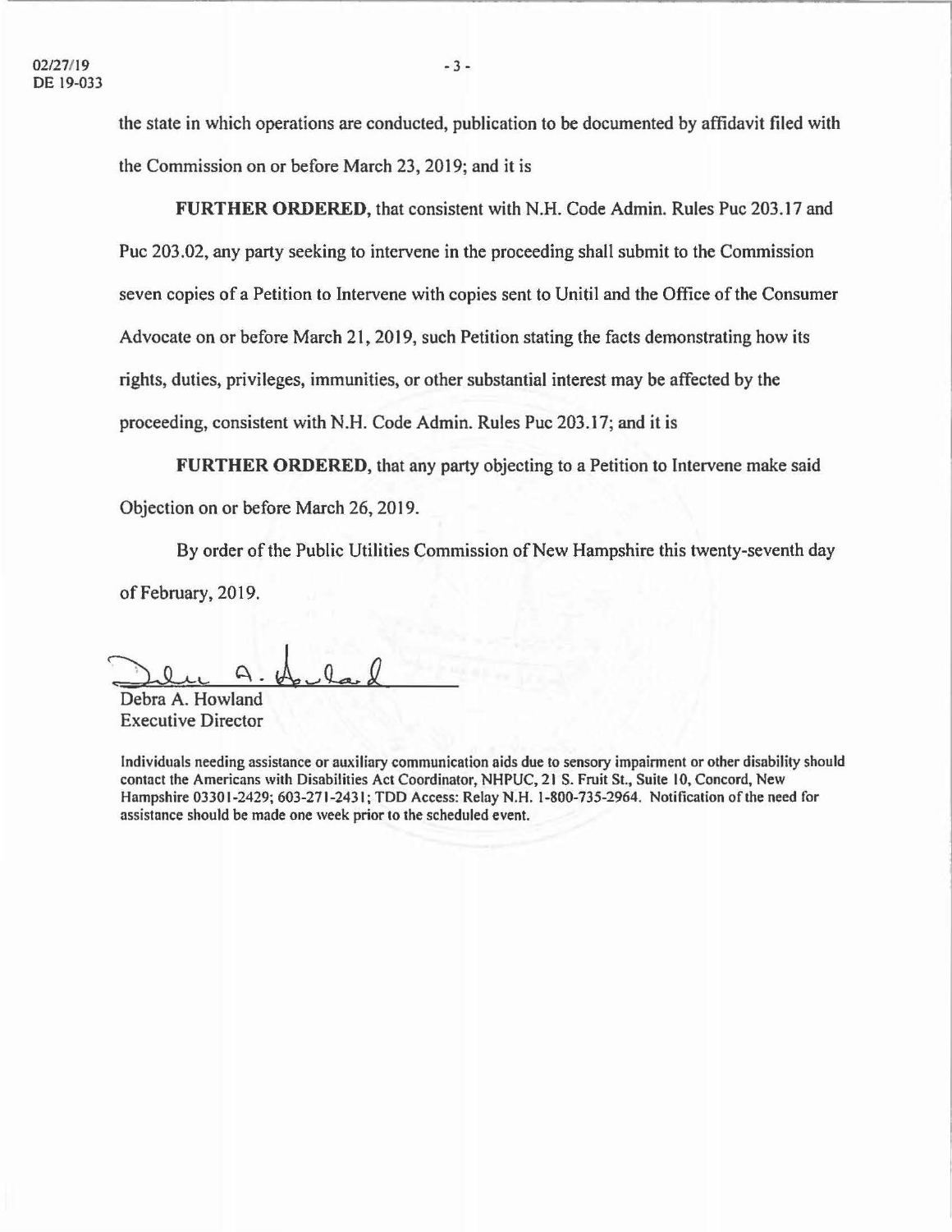the state in which operations are conducted, publication to be documented by affidavit filed with the Commission on or before March 23, 2019; and it is

**FURTHER ORDERED,** that consistent with N.H. Code Admin. Rules Puc 203.17 and Puc 203.02, any party seeking to intervene in the proceeding shall submit to the Commission seven copies of a Petition to Intervene with copies sent to Unitil and the Office of the Consumer Advocate on or before March 21, 2019, such Petition stating the facts demonstrating how its rights, duties, privileges, immunities, or other substantial interest may be affected by the proceeding, consistent with N.H. Code Admin. Rules Puc 203.17; and it is

**FURTHER ORDERED,** that any party objecting to a Petition to Intervene make said Objection on or before March 26, 2019.

By order of the Public Utilities Commission of New Hampshire this twenty-seventh day of February, 2019.

Debra A. Howland
Executive Director

Individuals needing assistance or auxiliary communication aids due to sensory impairment or other disability should contact the Americans with Disabilities Act Coordinator, NHPUC, 21 S. Fruit St., Suite 10, Concord, New Hampshire 03301-2429; 603-271-2431; TDD Access: Relay N.H. 1-800-735-2964. Notification of the need for assistance should be made one week prior to the scheduled event.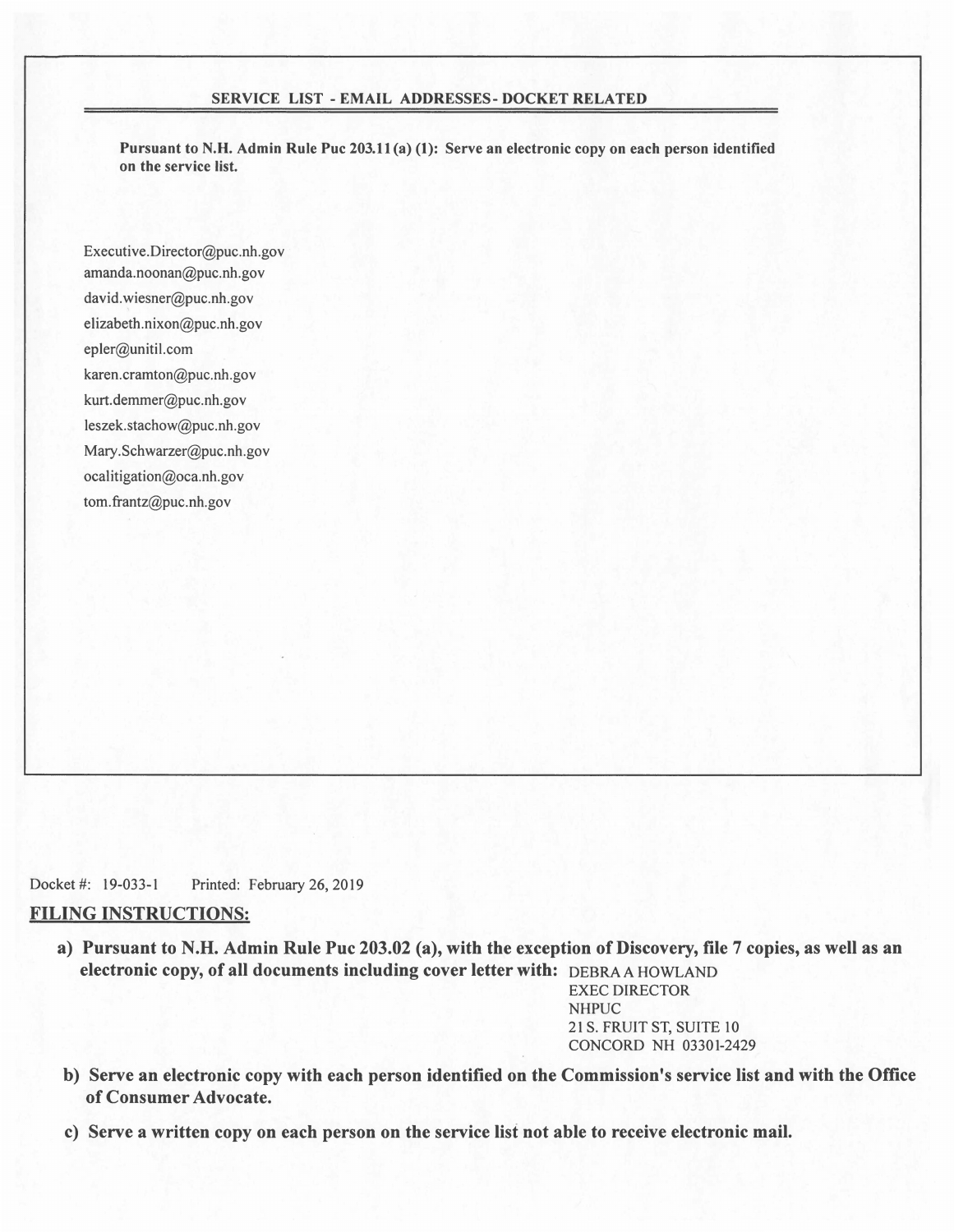## SERVICE LIST - EMAIL ADDRESSES - DOCKET RELATED

**Pursuant to N.H. Admin Rule Puc 203.11 (a) (1): Serve an electronic copy on each person identified on the service list.**

Executive.Director@puc.nh.gov
amanda.noonan@puc.nh.gov
david.wiesner@puc.nh.gov
elizabeth.nixon@puc.nh.gov
epler@unitil.com
karen.cramton@puc.nh.gov
kurt.demmer@puc.nh.gov
leszek.stachow@puc.nh.gov
Mary.Schwarzer@puc.nh.gov
ocalitigation@oca.nh.gov
tom.frantz@puc.nh.gov

Docket #: 19-033-1 Printed: February 26, 2019

## FILING INSTRUCTIONS:

a) **Pursuant to N.H. Admin Rule Puc 203.02 (a), with the exception of Discovery, file 7 copies, as well as an electronic copy, of all documents including cover letter with:** DEBRA A HOWLAND
EXEC DIRECTOR
NHPUC
21 S. FRUIT ST, SUITE 10
CONCORD NH 03301-2429

b) **Serve an electronic copy with each person identified on the Commission's service list and with the Office of Consumer Advocate.**

c) **Serve a written copy on each person on the service list not able to receive electronic mail.**